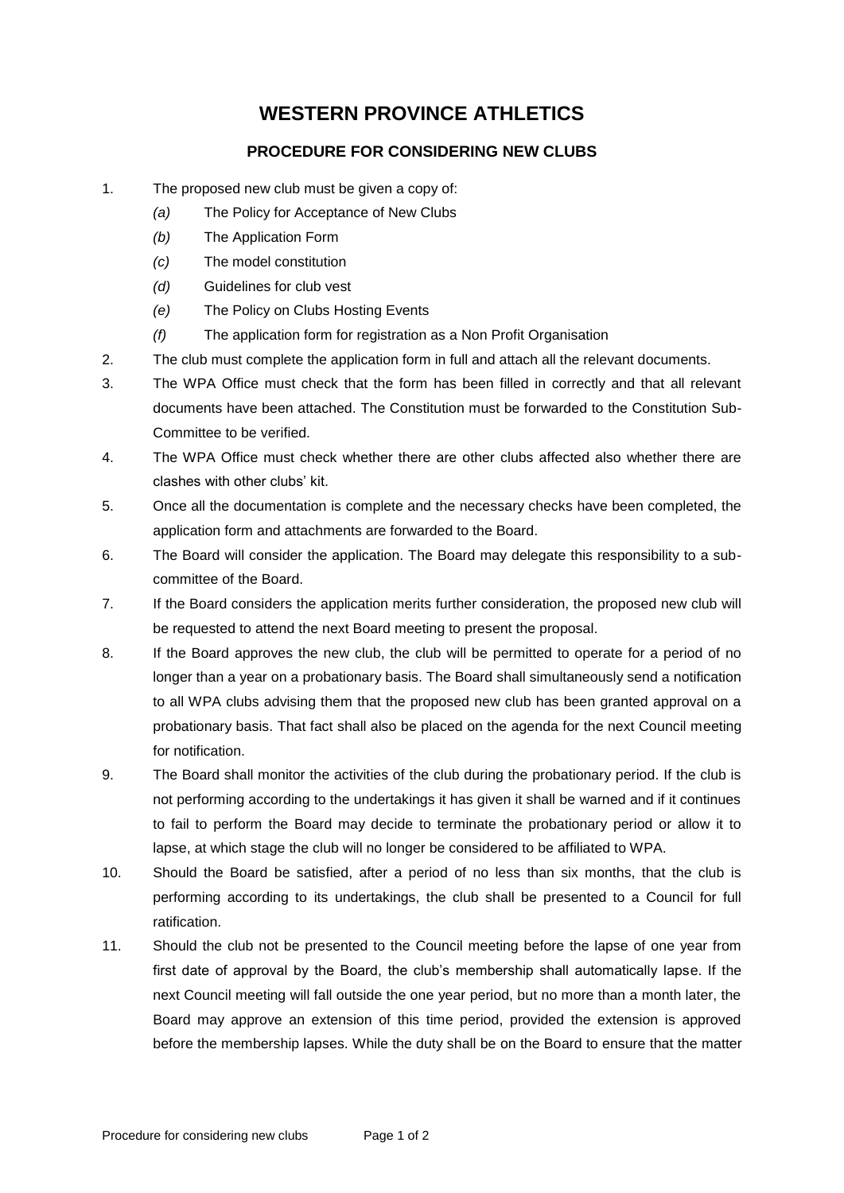# WESTERN PROVINCE ATHLETICS

## PROCEDURE FOR CONSIDERING NEW CLUBS

1. The proposed new club must be given a copy of:
   - *(a)* The Policy for Acceptance of New Clubs
   - *(b)* The Application Form
   - *(c)* The model constitution
   - *(d)* Guidelines for club vest
   - *(e)* The Policy on Clubs Hosting Events
   - *(f)* The application form for registration as a Non Profit Organisation
2. The club must complete the application form in full and attach all the relevant documents.
3. The WPA Office must check that the form has been filled in correctly and that all relevant documents have been attached. The Constitution must be forwarded to the Constitution Sub-Committee to be verified.
4. The WPA Office must check whether there are other clubs affected also whether there are clashes with other clubs' kit.
5. Once all the documentation is complete and the necessary checks have been completed, the application form and attachments are forwarded to the Board.
6. The Board will consider the application. The Board may delegate this responsibility to a sub-committee of the Board.
7. If the Board considers the application merits further consideration, the proposed new club will be requested to attend the next Board meeting to present the proposal.
8. If the Board approves the new club, the club will be permitted to operate for a period of no longer than a year on a probationary basis. The Board shall simultaneously send a notification to all WPA clubs advising them that the proposed new club has been granted approval on a probationary basis. That fact shall also be placed on the agenda for the next Council meeting for notification.
9. The Board shall monitor the activities of the club during the probationary period. If the club is not performing according to the undertakings it has given it shall be warned and if it continues to fail to perform the Board may decide to terminate the probationary period or allow it to lapse, at which stage the club will no longer be considered to be affiliated to WPA.
10. Should the Board be satisfied, after a period of no less than six months, that the club is performing according to its undertakings, the club shall be presented to a Council for full ratification.
11. Should the club not be presented to the Council meeting before the lapse of one year from first date of approval by the Board, the club's membership shall automatically lapse. If the next Council meeting will fall outside the one year period, but no more than a month later, the Board may approve an extension of this time period, provided the extension is approved before the membership lapses. While the duty shall be on the Board to ensure that the matter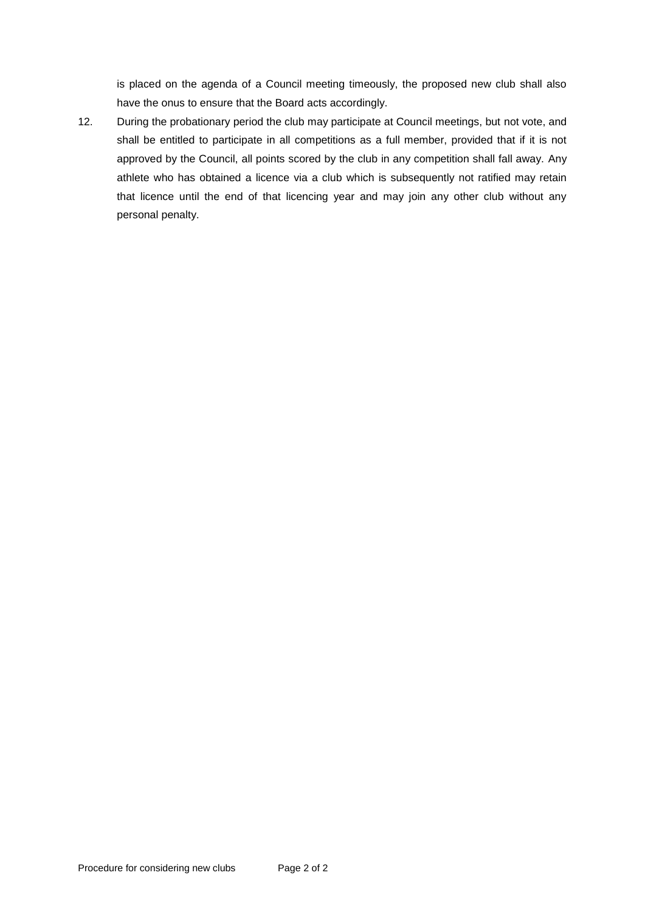is placed on the agenda of a Council meeting timeously, the proposed new club shall also have the onus to ensure that the Board acts accordingly.

12. During the probationary period the club may participate at Council meetings, but not vote, and shall be entitled to participate in all competitions as a full member, provided that if it is not approved by the Council, all points scored by the club in any competition shall fall away. Any athlete who has obtained a licence via a club which is subsequently not ratified may retain that licence until the end of that licencing year and may join any other club without any personal penalty.